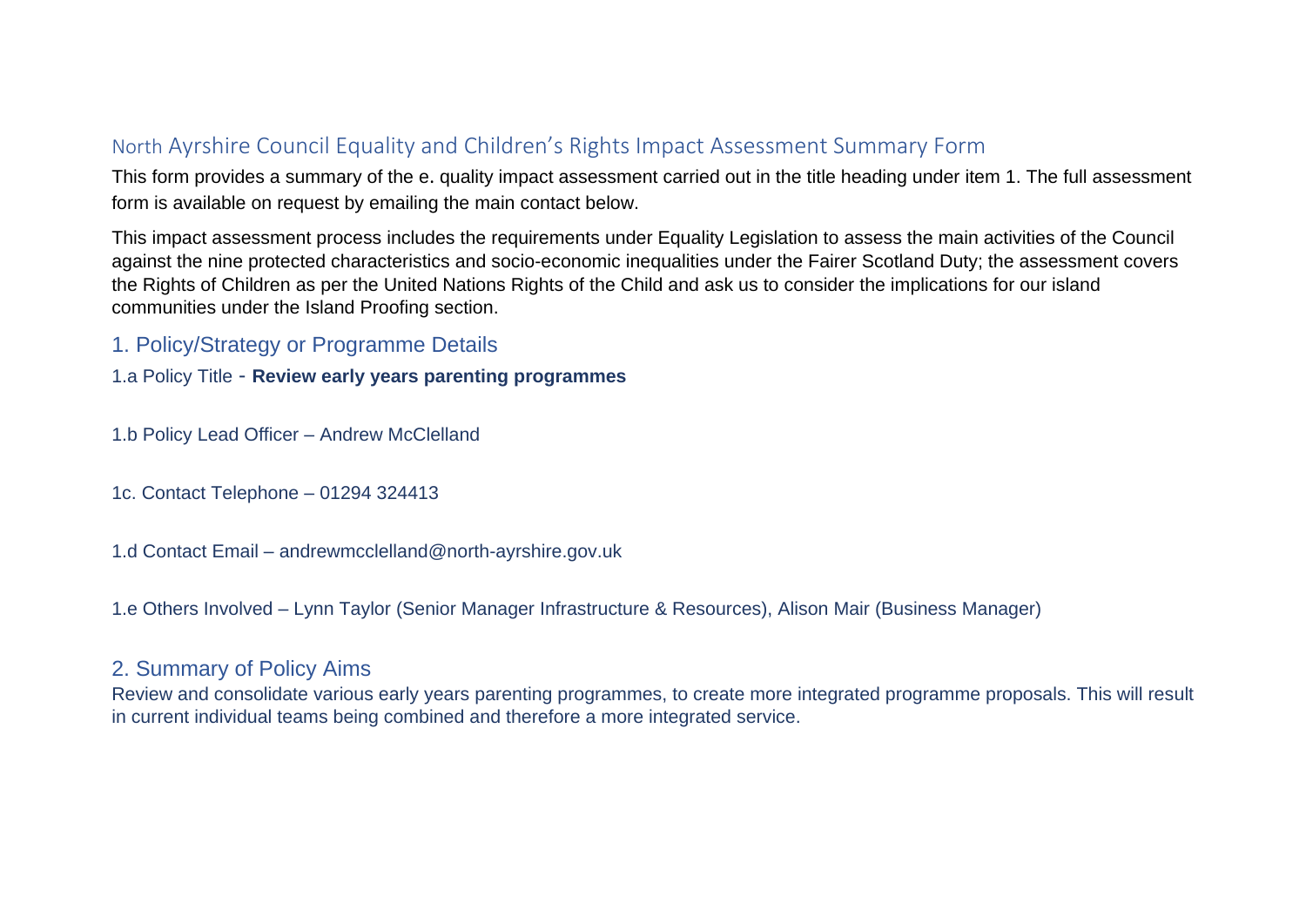# North Ayrshire Council Equality and Children's Rights Impact Assessment Summary Form

This form provides a summary of the e. quality impact assessment carried out in the title heading under item 1. The full assessment form is available on request by emailing the main contact below.

This impact assessment process includes the requirements under Equality Legislation to assess the main activities of the Council against the nine protected characteristics and socio-economic inequalities under the Fairer Scotland Duty; the assessment covers the Rights of Children as per the United Nations Rights of the Child and ask us to consider the implications for our island communities under the Island Proofing section.

## 1. Policy/Strategy or Programme Details

1.a Policy Title - **Review early years parenting programmes**

1.b Policy Lead Officer – Andrew McClelland

1c. Contact Telephone – 01294 324413

1.d Contact Email – andrewmcclelland@north-ayrshire.gov.uk

1.e Others Involved – Lynn Taylor (Senior Manager Infrastructure & Resources), Alison Mair (Business Manager)

## 2. Summary of Policy Aims

Review and consolidate various early years parenting programmes, to create more integrated programme proposals. This will result in current individual teams being combined and therefore a more integrated service.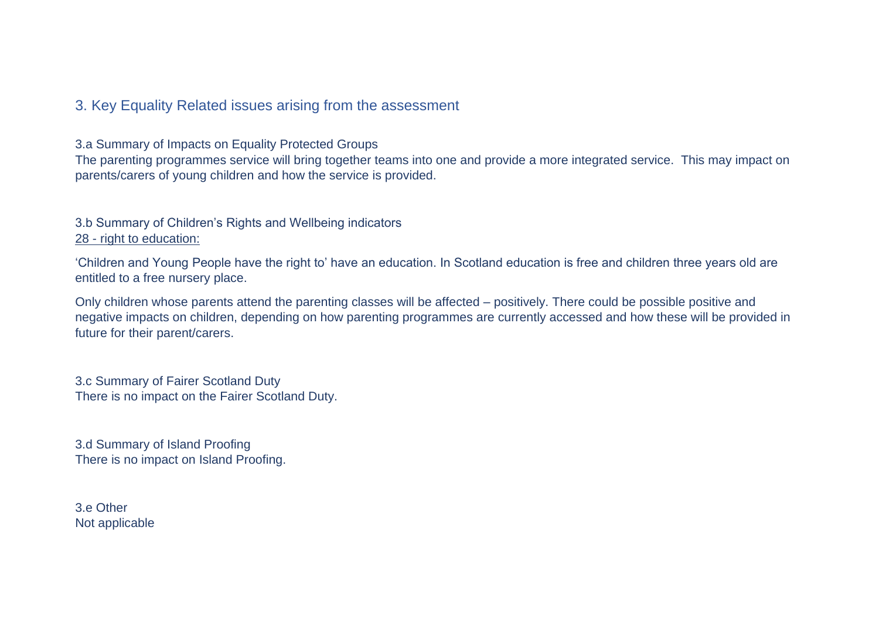## 3. Key Equality Related issues arising from the assessment

### 3.a Summary of Impacts on Equality Protected Groups

The parenting programmes service will bring together teams into one and provide a more integrated service. This may impact on parents/carers of young children and how the service is provided.

### 3.b Summary of Children's Rights and Wellbeing indicators

<u>28 - right to education:</u>

'Children and Young People have the right to' have an education. In Scotland education is free and children three years old are entitled to a free nursery place.

Only children whose parents attend the parenting classes will be affected – positively. There could be possible positive and negative impacts on children, depending on how parenting programmes are currently accessed and how these will be provided in future for their parent/carers.

### 3.c Summary of Fairer Scotland Duty

There is no impact on the Fairer Scotland Duty.

### 3.d Summary of Island Proofing

There is no impact on Island Proofing.

### 3.e Other

Not applicable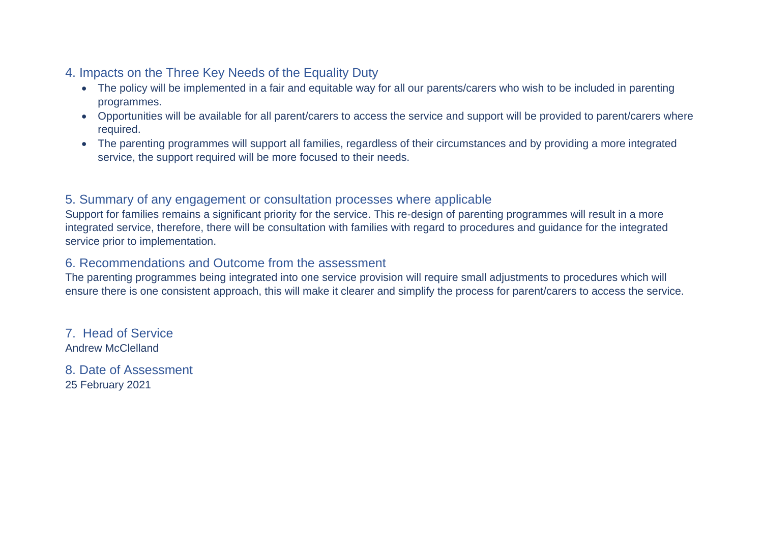## 4. Impacts on the Three Key Needs of the Equality Duty

- The policy will be implemented in a fair and equitable way for all our parents/carers who wish to be included in parenting programmes.
- Opportunities will be available for all parent/carers to access the service and support will be provided to parent/carers where required.
- The parenting programmes will support all families, regardless of their circumstances and by providing a more integrated service, the support required will be more focused to their needs.

## 5. Summary of any engagement or consultation processes where applicable

Support for families remains a significant priority for the service. This re-design of parenting programmes will result in a more integrated service, therefore, there will be consultation with families with regard to procedures and guidance for the integrated service prior to implementation.

## 6. Recommendations and Outcome from the assessment

The parenting programmes being integrated into one service provision will require small adjustments to procedures which will ensure there is one consistent approach, this will make it clearer and simplify the process for parent/carers to access the service.

## 7. Head of Service

Andrew McClelland

## 8. Date of Assessment

25 February 2021